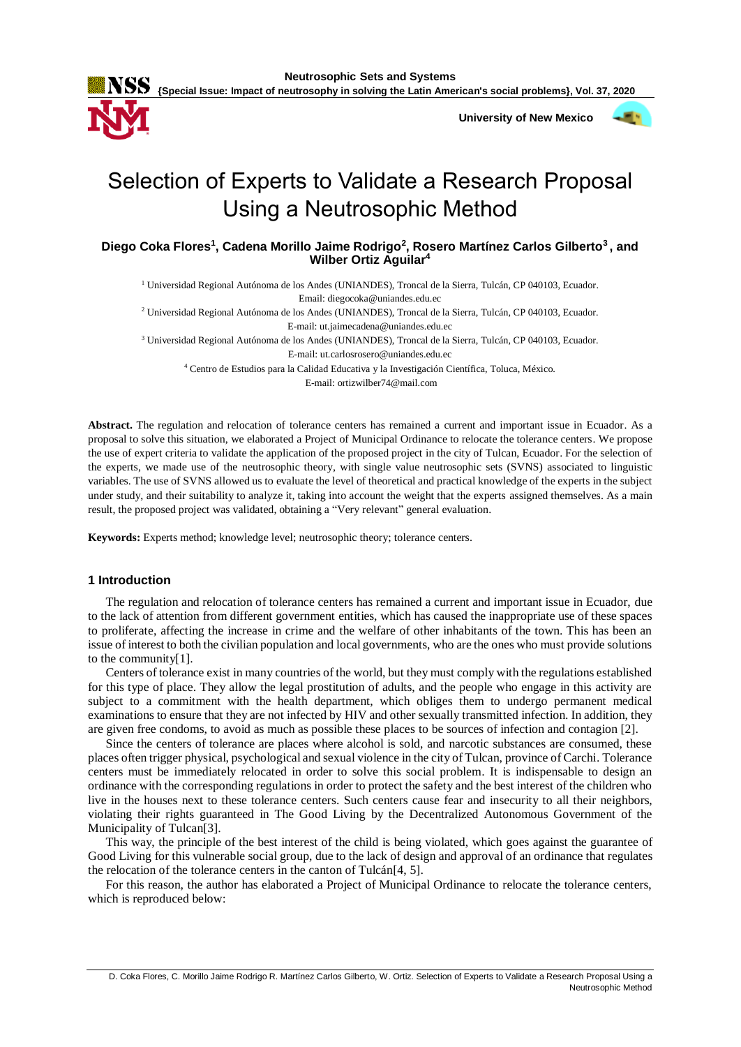# Selection of Experts to Validate a Research Proposal Using a Neutrosophic Method

**Diego Coka Flores[1], Cadena Morillo Jaime Rodrigo[2], Rosero Martínez Carlos Gilberto[3], and Wilber Ortiz Aguilar[4]**

[1] Universidad Regional Autónoma de los Andes (UNIANDES), Troncal de la Sierra, Tulcán, CP 040103, Ecuador. Email: diegocoka@uniandes.edu.ec

[2] Universidad Regional Autónoma de los Andes (UNIANDES), Troncal de la Sierra, Tulcán, CP 040103, Ecuador. E-mail: ut.jaimecadena@uniandes.edu.ec

[3] Universidad Regional Autónoma de los Andes (UNIANDES), Troncal de la Sierra, Tulcán, CP 040103, Ecuador. E-mail: ut.carlosrosero@uniandes.edu.ec

[4] Centro de Estudios para la Calidad Educativa y la Investigación Científica, Toluca, México. E-mail: ortizwilber74@mail.com

**Abstract.** The regulation and relocation of tolerance centers has remained a current and important issue in Ecuador. As a proposal to solve this situation, we elaborated a Project of Municipal Ordinance to relocate the tolerance centers. We propose the use of expert criteria to validate the application of the proposed project in the city of Tulcan, Ecuador. For the selection of the experts, we made use of the neutrosophic theory, with single value neutrosophic sets (SVNS) associated to linguistic variables. The use of SVNS allowed us to evaluate the level of theoretical and practical knowledge of the experts in the subject under study, and their suitability to analyze it, taking into account the weight that the experts assigned themselves. As a main result, the proposed project was validated, obtaining a "Very relevant" general evaluation.

**Keywords:** Experts method; knowledge level; neutrosophic theory; tolerance centers.

## 1 Introduction

The regulation and relocation of tolerance centers has remained a current and important issue in Ecuador, due to the lack of attention from different government entities, which has caused the inappropriate use of these spaces to proliferate, affecting the increase in crime and the welfare of other inhabitants of the town. This has been an issue of interest to both the civilian population and local governments, who are the ones who must provide solutions to the community[1].

Centers of tolerance exist in many countries of the world, but they must comply with the regulations established for this type of place. They allow the legal prostitution of adults, and the people who engage in this activity are subject to a commitment with the health department, which obliges them to undergo permanent medical examinations to ensure that they are not infected by HIV and other sexually transmitted infection. In addition, they are given free condoms, to avoid as much as possible these places to be sources of infection and contagion [2].

Since the centers of tolerance are places where alcohol is sold, and narcotic substances are consumed, these places often trigger physical, psychological and sexual violence in the city of Tulcan, province of Carchi. Tolerance centers must be immediately relocated in order to solve this social problem. It is indispensable to design an ordinance with the corresponding regulations in order to protect the safety and the best interest of the children who live in the houses next to these tolerance centers. Such centers cause fear and insecurity to all their neighbors, violating their rights guaranteed in The Good Living by the Decentralized Autonomous Government of the Municipality of Tulcan[3].

This way, the principle of the best interest of the child is being violated, which goes against the guarantee of Good Living for this vulnerable social group, due to the lack of design and approval of an ordinance that regulates the relocation of the tolerance centers in the canton of Tulcán[4, 5].

For this reason, the author has elaborated a Project of Municipal Ordinance to relocate the tolerance centers, which is reproduced below: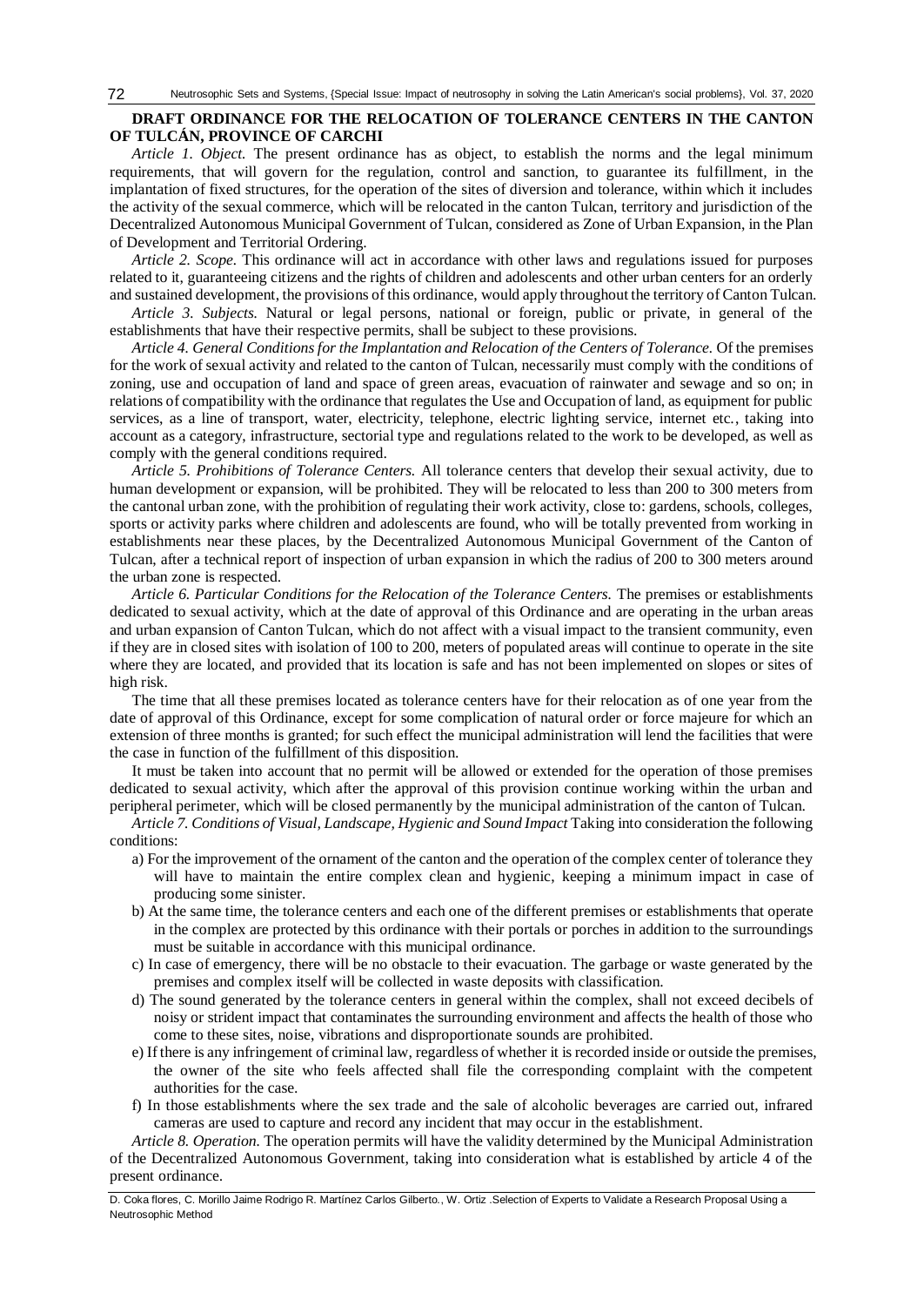**DRAFT ORDINANCE FOR THE RELOCATION OF TOLERANCE CENTERS IN THE CANTON OF TULCÁN, PROVINCE OF CARCHI**

*Article 1. Object.* The present ordinance has as object, to establish the norms and the legal minimum requirements, that will govern for the regulation, control and sanction, to guarantee its fulfillment, in the implantation of fixed structures, for the operation of the sites of diversion and tolerance, within which it includes the activity of the sexual commerce, which will be relocated in the canton Tulcan, territory and jurisdiction of the Decentralized Autonomous Municipal Government of Tulcan, considered as Zone of Urban Expansion, in the Plan of Development and Territorial Ordering.

*Article 2. Scope.* This ordinance will act in accordance with other laws and regulations issued for purposes related to it, guaranteeing citizens and the rights of children and adolescents and other urban centers for an orderly and sustained development, the provisions of this ordinance, would apply throughout the territory of Canton Tulcan.

*Article 3. Subjects.* Natural or legal persons, national or foreign, public or private, in general of the establishments that have their respective permits, shall be subject to these provisions.

*Article 4. General Conditions for the Implantation and Relocation of the Centers of Tolerance.* Of the premises for the work of sexual activity and related to the canton of Tulcan, necessarily must comply with the conditions of zoning, use and occupation of land and space of green areas, evacuation of rainwater and sewage and so on; in relations of compatibility with the ordinance that regulates the Use and Occupation of land, as equipment for public services, as a line of transport, water, electricity, telephone, electric lighting service, internet etc., taking into account as a category, infrastructure, sectorial type and regulations related to the work to be developed, as well as comply with the general conditions required.

*Article 5. Prohibitions of Tolerance Centers.* All tolerance centers that develop their sexual activity, due to human development or expansion, will be prohibited. They will be relocated to less than 200 to 300 meters from the cantonal urban zone, with the prohibition of regulating their work activity, close to: gardens, schools, colleges, sports or activity parks where children and adolescents are found, who will be totally prevented from working in establishments near these places, by the Decentralized Autonomous Municipal Government of the Canton of Tulcan, after a technical report of inspection of urban expansion in which the radius of 200 to 300 meters around the urban zone is respected.

*Article 6. Particular Conditions for the Relocation of the Tolerance Centers.* The premises or establishments dedicated to sexual activity, which at the date of approval of this Ordinance and are operating in the urban areas and urban expansion of Canton Tulcan, which do not affect with a visual impact to the transient community, even if they are in closed sites with isolation of 100 to 200, meters of populated areas will continue to operate in the site where they are located, and provided that its location is safe and has not been implemented on slopes or sites of high risk.

The time that all these premises located as tolerance centers have for their relocation as of one year from the date of approval of this Ordinance, except for some complication of natural order or force majeure for which an extension of three months is granted; for such effect the municipal administration will lend the facilities that were the case in function of the fulfillment of this disposition.

It must be taken into account that no permit will be allowed or extended for the operation of those premises dedicated to sexual activity, which after the approval of this provision continue working within the urban and peripheral perimeter, which will be closed permanently by the municipal administration of the canton of Tulcan.

*Article 7. Conditions of Visual, Landscape, Hygienic and Sound Impact* Taking into consideration the following conditions:

a) For the improvement of the ornament of the canton and the operation of the complex center of tolerance they will have to maintain the entire complex clean and hygienic, keeping a minimum impact in case of producing some sinister.

b) At the same time, the tolerance centers and each one of the different premises or establishments that operate in the complex are protected by this ordinance with their portals or porches in addition to the surroundings must be suitable in accordance with this municipal ordinance.

c) In case of emergency, there will be no obstacle to their evacuation. The garbage or waste generated by the premises and complex itself will be collected in waste deposits with classification.

d) The sound generated by the tolerance centers in general within the complex, shall not exceed decibels of noisy or strident impact that contaminates the surrounding environment and affects the health of those who come to these sites, noise, vibrations and disproportionate sounds are prohibited.

e) If there is any infringement of criminal law, regardless of whether it is recorded inside or outside the premises, the owner of the site who feels affected shall file the corresponding complaint with the competent authorities for the case.

f) In those establishments where the sex trade and the sale of alcoholic beverages are carried out, infrared cameras are used to capture and record any incident that may occur in the establishment.

*Article 8. Operation.* The operation permits will have the validity determined by the Municipal Administration of the Decentralized Autonomous Government, taking into consideration what is established by article 4 of the present ordinance.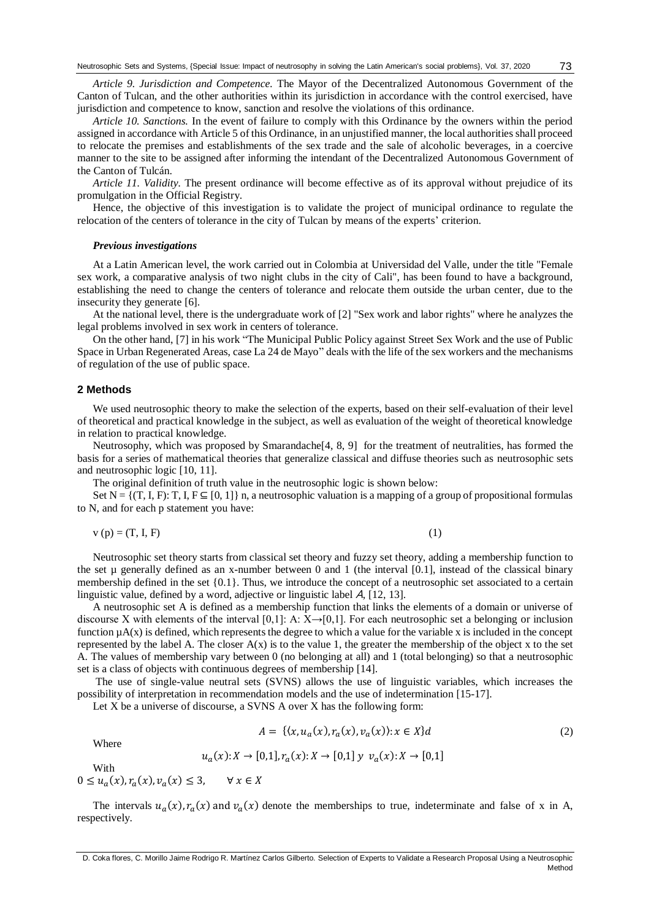*Article 9. Jurisdiction and Competence.* The Mayor of the Decentralized Autonomous Government of the Canton of Tulcan, and the other authorities within its jurisdiction in accordance with the control exercised, have jurisdiction and competence to know, sanction and resolve the violations of this ordinance.

*Article 10. Sanctions.* In the event of failure to comply with this Ordinance by the owners within the period assigned in accordance with Article 5 of this Ordinance, in an unjustified manner, the local authorities shall proceed to relocate the premises and establishments of the sex trade and the sale of alcoholic beverages, in a coercive manner to the site to be assigned after informing the intendant of the Decentralized Autonomous Government of the Canton of Tulcán.

*Article 11. Validity.* The present ordinance will become effective as of its approval without prejudice of its promulgation in the Official Registry.

Hence, the objective of this investigation is to validate the project of municipal ordinance to regulate the relocation of the centers of tolerance in the city of Tulcan by means of the experts' criterion.

### *Previous investigations*

At a Latin American level, the work carried out in Colombia at Universidad del Valle, under the title "Female sex work, a comparative analysis of two night clubs in the city of Cali", has been found to have a background, establishing the need to change the centers of tolerance and relocate them outside the urban center, due to the insecurity they generate [6].

At the national level, there is the undergraduate work of [2] "Sex work and labor rights" where he analyzes the legal problems involved in sex work in centers of tolerance.

On the other hand, [7] in his work "The Municipal Public Policy against Street Sex Work and the use of Public Space in Urban Regenerated Areas, case La 24 de Mayo" deals with the life of the sex workers and the mechanisms of regulation of the use of public space.

## 2 Methods

We used neutrosophic theory to make the selection of the experts, based on their self-evaluation of their level of theoretical and practical knowledge in the subject, as well as evaluation of the weight of theoretical knowledge in relation to practical knowledge.

Neutrosophy, which was proposed by Smarandache[4, 8, 9] for the treatment of neutralities, has formed the basis for a series of mathematical theories that generalize classical and diffuse theories such as neutrosophic sets and neutrosophic logic [10, 11].

The original definition of truth value in the neutrosophic logic is shown below:

Set N = {(T, I, F): T, I, F ⊆ [0, 1]} n, a neutrosophic valuation is a mapping of a group of propositional formulas to N, and for each p statement you have:

$$v(p) = (T, I, F) \tag{1}$$

Neutrosophic set theory starts from classical set theory and fuzzy set theory, adding a membership function to the set μ generally defined as an x-number between 0 and 1 (the interval [0.1], instead of the classical binary membership defined in the set {0.1}. Thus, we introduce the concept of a neutrosophic set associated to a certain linguistic value, defined by a word, adjective or linguistic label $\mathcal{A}$, [12, 13].

A neutrosophic set A is defined as a membership function that links the elements of a domain or universe of discourse X with elements of the interval [0,1]: A: X→[0,1]. For each neutrosophic set a belonging or inclusion function μA(x) is defined, which represents the degree to which a value for the variable x is included in the concept represented by the label A. The closer A(x) is to the value 1, the greater the membership of the object x to the set A. The values of membership vary between 0 (no belonging at all) and 1 (total belonging) so that a neutrosophic set is a class of objects with continuous degrees of membership [14].

The use of single-value neutral sets (SVNS) allows the use of linguistic variables, which increases the possibility of interpretation in recommendation models and the use of indetermination [15-17].

Let X be a universe of discourse, a SVNS A over X has the following form:

$$A = \{\langle x, u_a(x), r_a(x), v_a(x)\rangle : x \in X\}d \tag{2}$$

Where

$$u_a(x): X \to [0,1], r_a(x): X \to [0,1] \; y \; v_a(x): X \to [0,1]$$

With

$0 \leq u_a(x), r_a(x), v_a(x) \leq 3, \quad \forall x \in X$

The intervals $u_a(x), r_a(x)$ and $v_a(x)$ denote the memberships to true, indeterminate and false of x in A, respectively.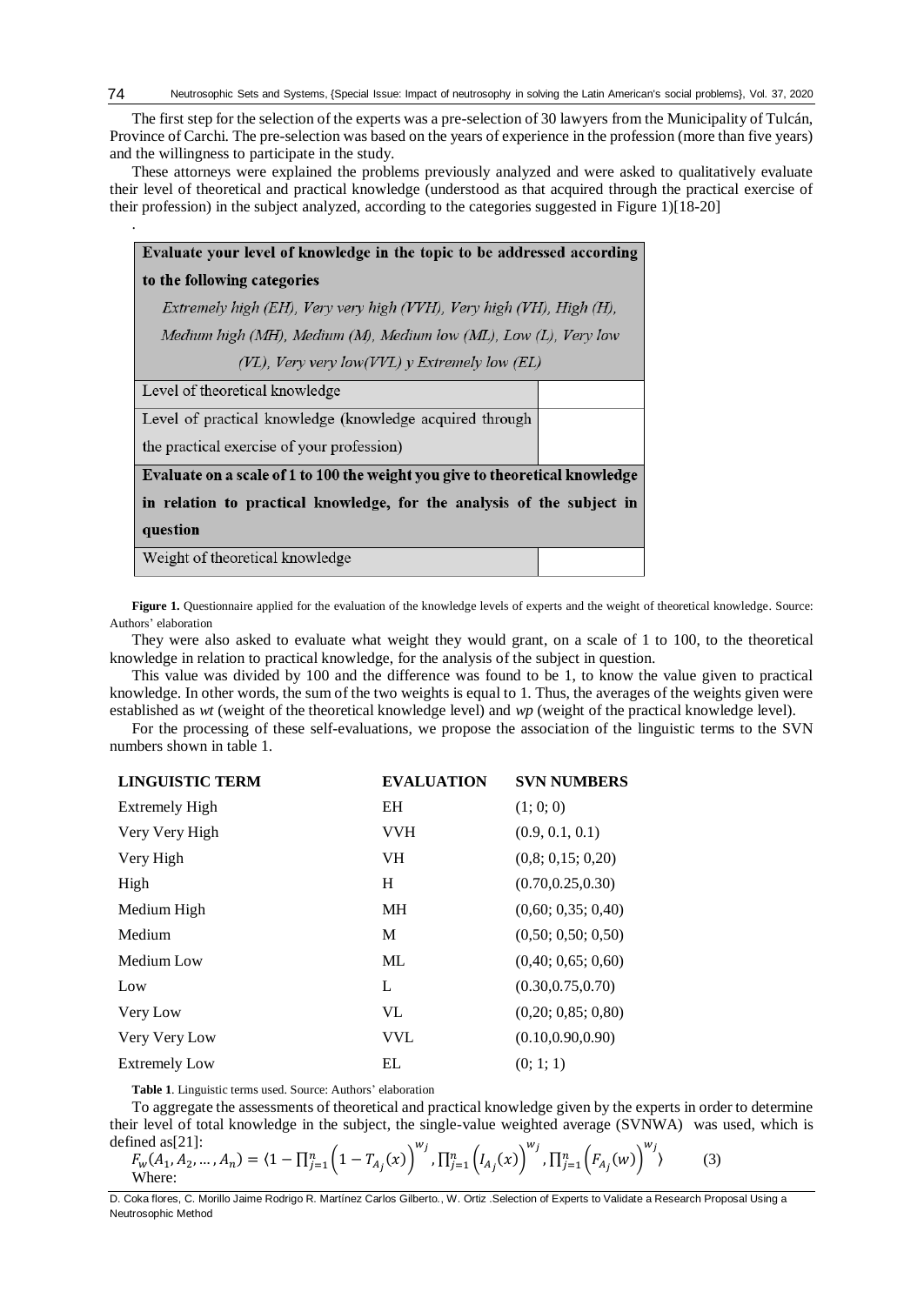The first step for the selection of the experts was a pre-selection of 30 lawyers from the Municipality of Tulcán, Province of Carchi. The pre-selection was based on the years of experience in the profession (more than five years) and the willingness to participate in the study.

These attorneys were explained the problems previously analyzed and were asked to qualitatively evaluate their level of theoretical and practical knowledge (understood as that acquired through the practical exercise of their profession) in the subject analyzed, according to the categories suggested in Figure 1)[18-20]

.

| **Evaluate your level of knowledge in the topic to be addressed according to the following categories** *Extremely high (EH), Very very high (VVH), Very high (VH), High (H), Medium high (MH), Medium (M), Medium low (ML), Low (L), Very low (VL), Very very low(VVL) y Extremely low (EL)* | |
|---|---|
| Level of theoretical knowledge | |
| Level of practical knowledge (knowledge acquired through the practical exercise of your profession) | |
| **Evaluate on a scale of 1 to 100 the weight you give to theoretical knowledge in relation to practical knowledge, for the analysis of the subject in question** | |
| Weight of theoretical knowledge | |

**Figure 1.** Questionnaire applied for the evaluation of the knowledge levels of experts and the weight of theoretical knowledge. Source: Authors' elaboration

They were also asked to evaluate what weight they would grant, on a scale of 1 to 100, to the theoretical knowledge in relation to practical knowledge, for the analysis of the subject in question.

This value was divided by 100 and the difference was found to be 1, to know the value given to practical knowledge. In other words, the sum of the two weights is equal to 1. Thus, the averages of the weights given were established as *wt* (weight of the theoretical knowledge level) and *wp* (weight of the practical knowledge level).

For the processing of these self-evaluations, we propose the association of the linguistic terms to the SVN numbers shown in table 1.

| LINGUISTIC TERM | EVALUATION | SVN NUMBERS |
|---|---|---|
| Extremely High | EH | (1; 0; 0) |
| Very Very High | VVH | (0.9, 0.1, 0.1) |
| Very High | VH | (0,8; 0,15; 0,20) |
| High | H | (0.70,0.25,0.30) |
| Medium High | MH | (0,60; 0,35; 0,40) |
| Medium | M | (0,50; 0,50; 0,50) |
| Medium Low | ML | (0,40; 0,65; 0,60) |
| Low | L | (0.30,0.75,0.70) |
| Very Low | VL | (0,20; 0,85; 0,80) |
| Very Very Low | VVL | (0.10,0.90,0.90) |
| Extremely Low | EL | (0; 1; 1) |

**Table 1**. Linguistic terms used. Source: Authors' elaboration

To aggregate the assessments of theoretical and practical knowledge given by the experts in order to determine their level of total knowledge in the subject, the single-value weighted average (SVNWA) was used, which is defined as[21]:

$$F_w(A_1, A_2, \dots, A_n) = \langle 1 - \prod_{j=1}^{n}\left(1 - T_{A_j}(x)\right)^{w_j}, \prod_{j=1}^{n}\left(I_{A_j}(x)\right)^{w_j}, \prod_{j=1}^{n}\left(F_{A_j}(w)\right)^{w_j} \rangle \quad (3)$$

Where: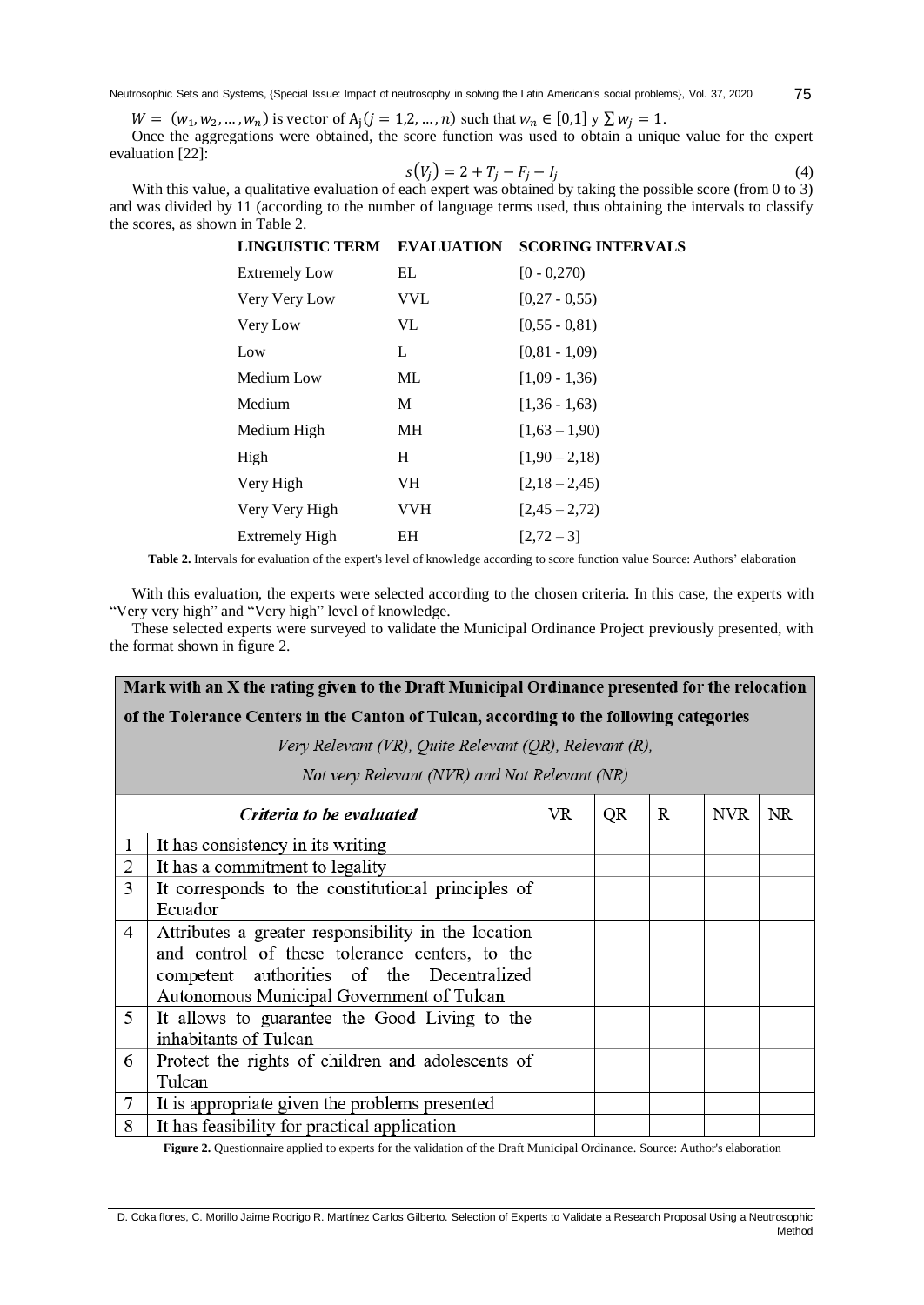$W = (w_1, w_2, \dots, w_n)$ is vector of $A_j (j = 1,2, \dots, n)$ such that $w_n \in [0,1]$ y $\sum w_j = 1$.

Once the aggregations were obtained, the score function was used to obtain a unique value for the expert evaluation [22]:

$$s(V_j) = 2 + T_j - F_j - I_j \tag{4}$$

With this value, a qualitative evaluation of each expert was obtained by taking the possible score (from 0 to 3) and was divided by 11 (according to the number of language terms used, thus obtaining the intervals to classify the scores, as shown in Table 2.

| LINGUISTIC TERM | EVALUATION | SCORING INTERVALS |
|---|---|---|
| Extremely Low | EL | [0 - 0,270) |
| Very Very Low | VVL | [0,27 - 0,55) |
| Very Low | VL | [0,55 - 0,81) |
| Low | L | [0,81 - 1,09) |
| Medium Low | ML | [1,09 - 1,36) |
| Medium | M | [1,36 - 1,63) |
| Medium High | MH | [1,63 – 1,90) |
| High | H | [1,90 – 2,18) |
| Very High | VH | [2,18 – 2,45) |
| Very Very High | VVH | [2,45 – 2,72) |
| Extremely High | EH | [2,72 – 3] |

**Table 2.** Intervals for evaluation of the expert's level of knowledge according to score function value Source: Authors' elaboration

With this evaluation, the experts were selected according to the chosen criteria. In this case, the experts with "Very very high" and "Very high" level of knowledge.

These selected experts were surveyed to validate the Municipal Ordinance Project previously presented, with the format shown in figure 2.

**Mark with an X the rating given to the Draft Municipal Ordinance presented for the relocation of the Tolerance Centers in the Canton of Tulcan, according to the following categories**

*Very Relevant (VR), Quite Relevant (QR), Relevant (R),*

*Not very Relevant (NVR) and Not Relevant (NR)*

| | *Criteria to be evaluated* | VR | QR | R | NVR | NR |
|---|---|---|---|---|---|---|
| 1 | It has consistency in its writing | | | | | |
| 2 | It has a commitment to legality | | | | | |
| 3 | It corresponds to the constitutional principles of Ecuador | | | | | |
| 4 | Attributes a greater responsibility in the location and control of these tolerance centers, to the competent authorities of the Decentralized Autonomous Municipal Government of Tulcan | | | | | |
| 5 | It allows to guarantee the Good Living to the inhabitants of Tulcan | | | | | |
| 6 | Protect the rights of children and adolescents of Tulcan | | | | | |
| 7 | It is appropriate given the problems presented | | | | | |
| 8 | It has feasibility for practical application | | | | | |

**Figure 2.** Questionnaire applied to experts for the validation of the Draft Municipal Ordinance. Source: Author's elaboration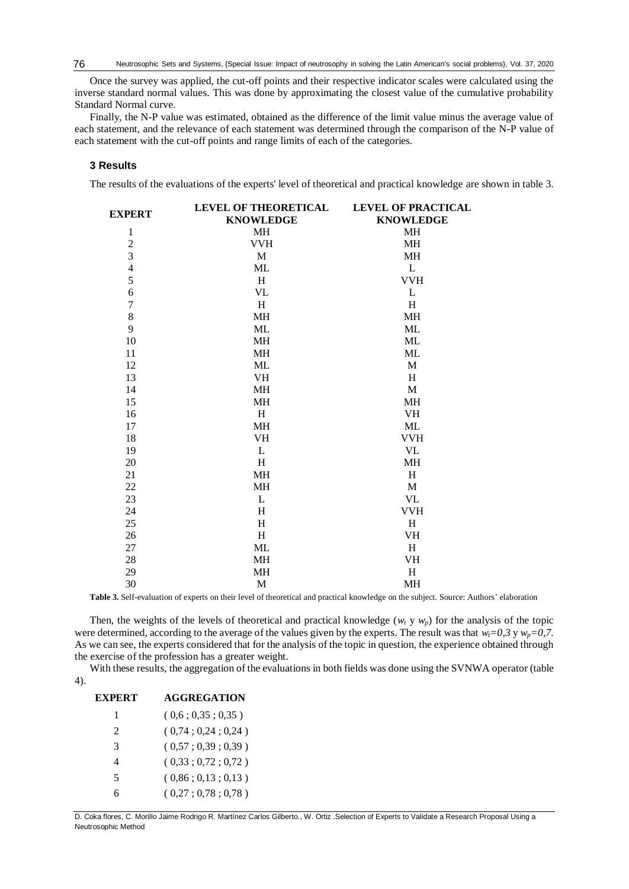Once the survey was applied, the cut-off points and their respective indicator scales were calculated using the inverse standard normal values. This was done by approximating the closest value of the cumulative probability Standard Normal curve.

Finally, the N-P value was estimated, obtained as the difference of the limit value minus the average value of each statement, and the relevance of each statement was determined through the comparison of the N-P value of each statement with the cut-off points and range limits of each of the categories.

### 3 Results

The results of the evaluations of the experts' level of theoretical and practical knowledge are shown in table 3.

| EXPERT | LEVEL OF THEORETICAL KNOWLEDGE | LEVEL OF PRACTICAL KNOWLEDGE |
|---|---|---|
| 1 | MH | MH |
| 2 | VVH | MH |
| 3 | M | MH |
| 4 | ML | L |
| 5 | H | VVH |
| 6 | VL | L |
| 7 | H | H |
| 8 | MH | MH |
| 9 | ML | ML |
| 10 | MH | ML |
| 11 | MH | ML |
| 12 | ML | M |
| 13 | VH | H |
| 14 | MH | M |
| 15 | MH | MH |
| 16 | H | VH |
| 17 | MH | ML |
| 18 | VH | VVH |
| 19 | L | VL |
| 20 | H | MH |
| 21 | MH | H |
| 22 | MH | M |
| 23 | L | VL |
| 24 | H | VVH |
| 25 | H | H |
| 26 | H | VH |
| 27 | ML | H |
| 28 | MH | VH |
| 29 | MH | H |
| 30 | M | MH |

**Table 3.** Self-evaluation of experts on their level of theoretical and practical knowledge on the subject. Source: Authors' elaboration

Then, the weights of the levels of theoretical and practical knowledge ($w_t$ y $w_p$) for the analysis of the topic were determined, according to the average of the values given by the experts. The result was that $w_t=0,3$ y $w_p=0,7$. As we can see, the experts considered that for the analysis of the topic in question, the experience obtained through the exercise of the profession has a greater weight.

With these results, the aggregation of the evaluations in both fields was done using the SVNWA operator (table 4).

| EXPERT | AGGREGATION |
|---|---|
| 1 | ( 0,6 ; 0,35 ; 0,35 ) |
| 2 | ( 0,74 ; 0,24 ; 0,24 ) |
| 3 | ( 0,57 ; 0,39 ; 0,39 ) |
| 4 | ( 0,33 ; 0,72 ; 0,72 ) |
| 5 | ( 0,86 ; 0,13 ; 0,13 ) |
| 6 | ( 0,27 ; 0,78 ; 0,78 ) |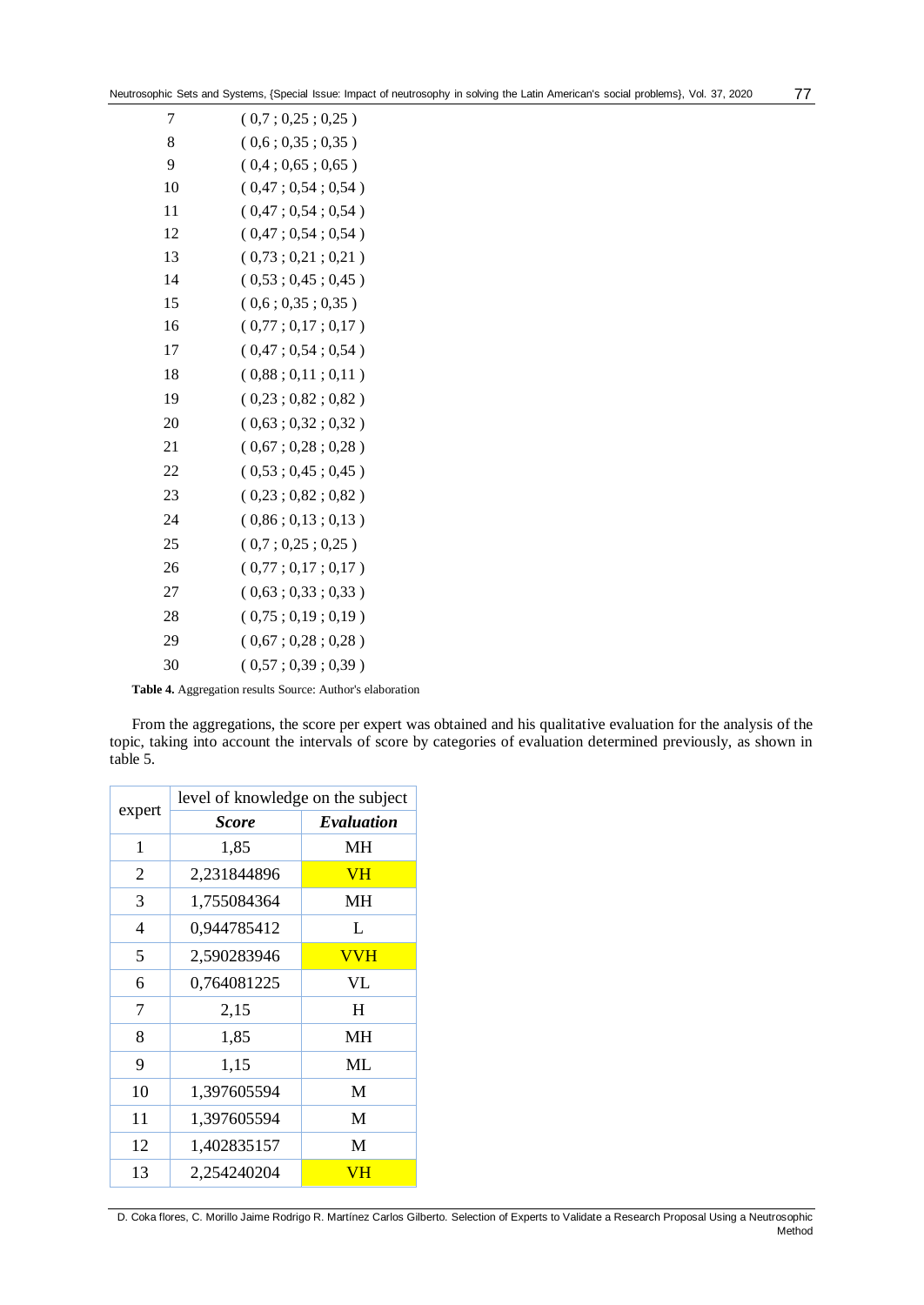| | |
|---|---|
| 7 | ( 0,7 ; 0,25 ; 0,25 ) |
| 8 | ( 0,6 ; 0,35 ; 0,35 ) |
| 9 | ( 0,4 ; 0,65 ; 0,65 ) |
| 10 | ( 0,47 ; 0,54 ; 0,54 ) |
| 11 | ( 0,47 ; 0,54 ; 0,54 ) |
| 12 | ( 0,47 ; 0,54 ; 0,54 ) |
| 13 | ( 0,73 ; 0,21 ; 0,21 ) |
| 14 | ( 0,53 ; 0,45 ; 0,45 ) |
| 15 | ( 0,6 ; 0,35 ; 0,35 ) |
| 16 | ( 0,77 ; 0,17 ; 0,17 ) |
| 17 | ( 0,47 ; 0,54 ; 0,54 ) |
| 18 | ( 0,88 ; 0,11 ; 0,11 ) |
| 19 | ( 0,23 ; 0,82 ; 0,82 ) |
| 20 | ( 0,63 ; 0,32 ; 0,32 ) |
| 21 | ( 0,67 ; 0,28 ; 0,28 ) |
| 22 | ( 0,53 ; 0,45 ; 0,45 ) |
| 23 | ( 0,23 ; 0,82 ; 0,82 ) |
| 24 | ( 0,86 ; 0,13 ; 0,13 ) |
| 25 | ( 0,7 ; 0,25 ; 0,25 ) |
| 26 | ( 0,77 ; 0,17 ; 0,17 ) |
| 27 | ( 0,63 ; 0,33 ; 0,33 ) |
| 28 | ( 0,75 ; 0,19 ; 0,19 ) |
| 29 | ( 0,67 ; 0,28 ; 0,28 ) |
| 30 | ( 0,57 ; 0,39 ; 0,39 ) |

**Table 4.** Aggregation results Source: Author's elaboration

From the aggregations, the score per expert was obtained and his qualitative evaluation for the analysis of the topic, taking into account the intervals of score by categories of evaluation determined previously, as shown in table 5.

| expert | level of knowledge on the subject | |
|---|---|---|
| | ***Score*** | ***Evaluation*** |
| 1 | 1,85 | MH |
| 2 | 2,231844896 | VH |
| 3 | 1,755084364 | MH |
| 4 | 0,944785412 | L |
| 5 | 2,590283946 | VVH |
| 6 | 0,764081225 | VL |
| 7 | 2,15 | H |
| 8 | 1,85 | MH |
| 9 | 1,15 | ML |
| 10 | 1,397605594 | M |
| 11 | 1,397605594 | M |
| 12 | 1,402835157 | M |
| 13 | 2,254240204 | VH |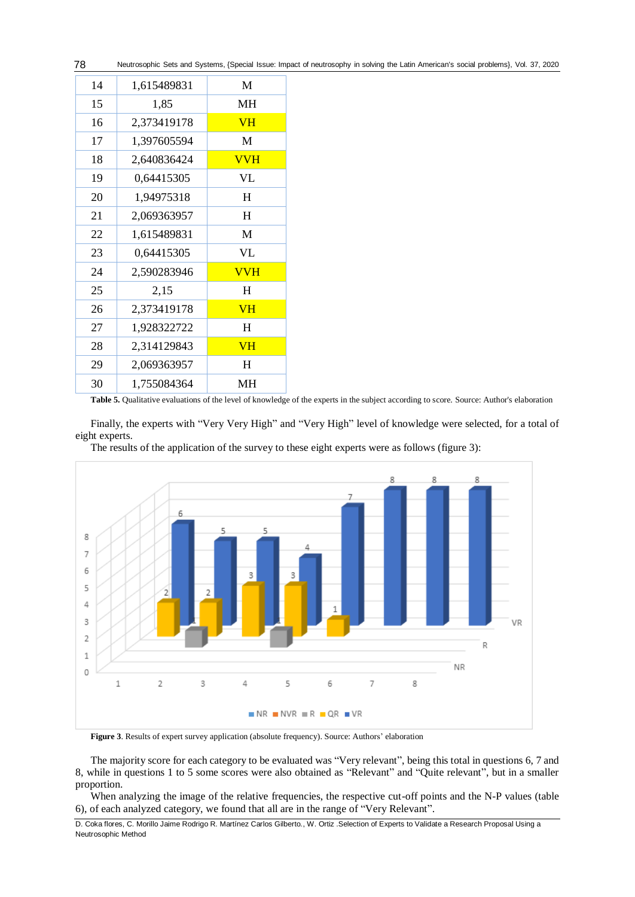| | | |
|---|---|---|
| 14 | 1,615489831 | M |
| 15 | 1,85 | MH |
| 16 | 2,373419178 | VH |
| 17 | 1,397605594 | M |
| 18 | 2,640836424 | VVH |
| 19 | 0,64415305 | VL |
| 20 | 1,94975318 | H |
| 21 | 2,069363957 | H |
| 22 | 1,615489831 | M |
| 23 | 0,64415305 | VL |
| 24 | 2,590283946 | VVH |
| 25 | 2,15 | H |
| 26 | 2,373419178 | VH |
| 27 | 1,928322722 | H |
| 28 | 2,314129843 | VH |
| 29 | 2,069363957 | H |
| 30 | 1,755084364 | MH |

**Table 5.** Qualitative evaluations of the level of knowledge of the experts in the subject according to score. Source: Author's elaboration

Finally, the experts with “Very Very High” and “Very High” level of knowledge were selected, for a total of eight experts.

The results of the application of the survey to these eight experts were as follows (figure 3):

8 7 6 5 4 3 2 1 0

6 5 5 4 7 8 8 8

2 2 3 3 1

1 1

1 2 3 4 5 6 7 8

VR R NR

NR NVR R QR VR

**Figure 3**. Results of expert survey application (absolute frequency). Source: Authors' elaboration

The majority score for each category to be evaluated was “Very relevant”, being this total in questions 6, 7 and 8, while in questions 1 to 5 some scores were also obtained as “Relevant” and “Quite relevant”, but in a smaller proportion.

When analyzing the image of the relative frequencies, the respective cut-off points and the N-P values (table 6), of each analyzed category, we found that all are in the range of “Very Relevant”.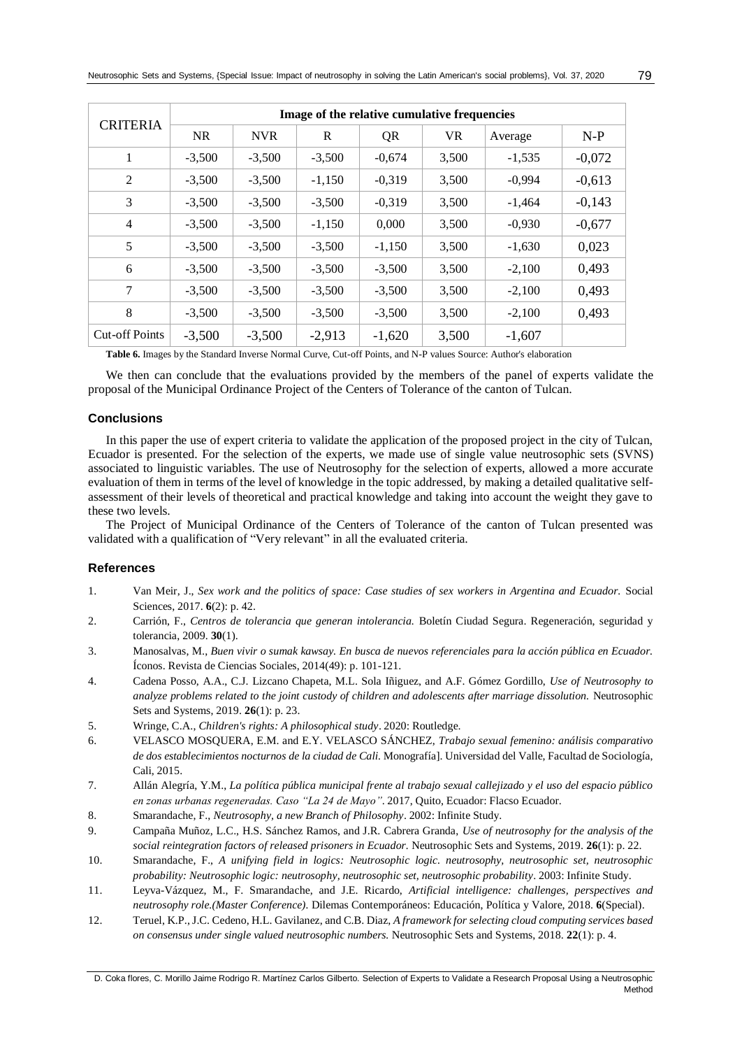| CRITERIA | Image of the relative cumulative frequencies | | | | | | |
|---|---|---|---|---|---|---|---|
| | NR | NVR | R | QR | VR | Average | N-P |
| 1 | -3,500 | -3,500 | -3,500 | -0,674 | 3,500 | -1,535 | -0,072 |
| 2 | -3,500 | -3,500 | -1,150 | -0,319 | 3,500 | -0,994 | -0,613 |
| 3 | -3,500 | -3,500 | -3,500 | -0,319 | 3,500 | -1,464 | -0,143 |
| 4 | -3,500 | -3,500 | -1,150 | 0,000 | 3,500 | -0,930 | -0,677 |
| 5 | -3,500 | -3,500 | -3,500 | -1,150 | 3,500 | -1,630 | 0,023 |
| 6 | -3,500 | -3,500 | -3,500 | -3,500 | 3,500 | -2,100 | 0,493 |
| 7 | -3,500 | -3,500 | -3,500 | -3,500 | 3,500 | -2,100 | 0,493 |
| 8 | -3,500 | -3,500 | -3,500 | -3,500 | 3,500 | -2,100 | 0,493 |
| Cut-off Points | -3,500 | -3,500 | -2,913 | -1,620 | 3,500 | -1,607 | |

**Table 6.** Images by the Standard Inverse Normal Curve, Cut-off Points, and N-P values Source: Author's elaboration

We then can conclude that the evaluations provided by the members of the panel of experts validate the proposal of the Municipal Ordinance Project of the Centers of Tolerance of the canton of Tulcan.

## Conclusions

In this paper the use of expert criteria to validate the application of the proposed project in the city of Tulcan, Ecuador is presented. For the selection of the experts, we made use of single value neutrosophic sets (SVNS) associated to linguistic variables. The use of Neutrosophy for the selection of experts, allowed a more accurate evaluation of them in terms of the level of knowledge in the topic addressed, by making a detailed qualitative self-assessment of their levels of theoretical and practical knowledge and taking into account the weight they gave to these two levels.

The Project of Municipal Ordinance of the Centers of Tolerance of the canton of Tulcan presented was validated with a qualification of "Very relevant" in all the evaluated criteria.

## References

1. Van Meir, J., *Sex work and the politics of space: Case studies of sex workers in Argentina and Ecuador.* Social Sciences, 2017. **6**(2): p. 42.
2. Carrión, F., *Centros de tolerancia que generan intolerancia.* Boletín Ciudad Segura. Regeneración, seguridad y tolerancia, 2009. **30**(1).
3. Manosalvas, M., *Buen vivir o sumak kawsay. En busca de nuevos referenciales para la acción pública en Ecuador.* Íconos. Revista de Ciencias Sociales, 2014(49): p. 101-121.
4. Cadena Posso, A.A., C.J. Lizcano Chapeta, M.L. Sola Iñiguez, and A.F. Gómez Gordillo, *Use of Neutrosophy to analyze problems related to the joint custody of children and adolescents after marriage dissolution.* Neutrosophic Sets and Systems, 2019. **26**(1): p. 23.
5. Wringe, C.A., *Children's rights: A philosophical study*. 2020: Routledge.
6. VELASCO MOSQUERA, E.M. and E.Y. VELASCO SÁNCHEZ, *Trabajo sexual femenino: análisis comparativo de dos establecimientos nocturnos de la ciudad de Cali.* Monografía]. Universidad del Valle, Facultad de Sociología, Cali, 2015.
7. Allán Alegría, Y.M., *La política pública municipal frente al trabajo sexual callejizado y el uso del espacio público en zonas urbanas regeneradas. Caso "La 24 de Mayo"*. 2017, Quito, Ecuador: Flacso Ecuador.
8. Smarandache, F., *Neutrosophy, a new Branch of Philosophy*. 2002: Infinite Study.
9. Campaña Muñoz, L.C., H.S. Sánchez Ramos, and J.R. Cabrera Granda, *Use of neutrosophy for the analysis of the social reintegration factors of released prisoners in Ecuador.* Neutrosophic Sets and Systems, 2019. **26**(1): p. 22.
10. Smarandache, F., *A unifying field in logics: Neutrosophic logic. neutrosophy, neutrosophic set, neutrosophic probability: Neutrosophic logic: neutrosophy, neutrosophic set, neutrosophic probability*. 2003: Infinite Study.
11. Leyva-Vázquez, M., F. Smarandache, and J.E. Ricardo, *Artificial intelligence: challenges, perspectives and neutrosophy role.(Master Conference).* Dilemas Contemporáneos: Educación, Política y Valore, 2018. **6**(Special).
12. Teruel, K.P., J.C. Cedeno, H.L. Gavilanez, and C.B. Diaz, *A framework for selecting cloud computing services based on consensus under single valued neutrosophic numbers.* Neutrosophic Sets and Systems, 2018. **22**(1): p. 4.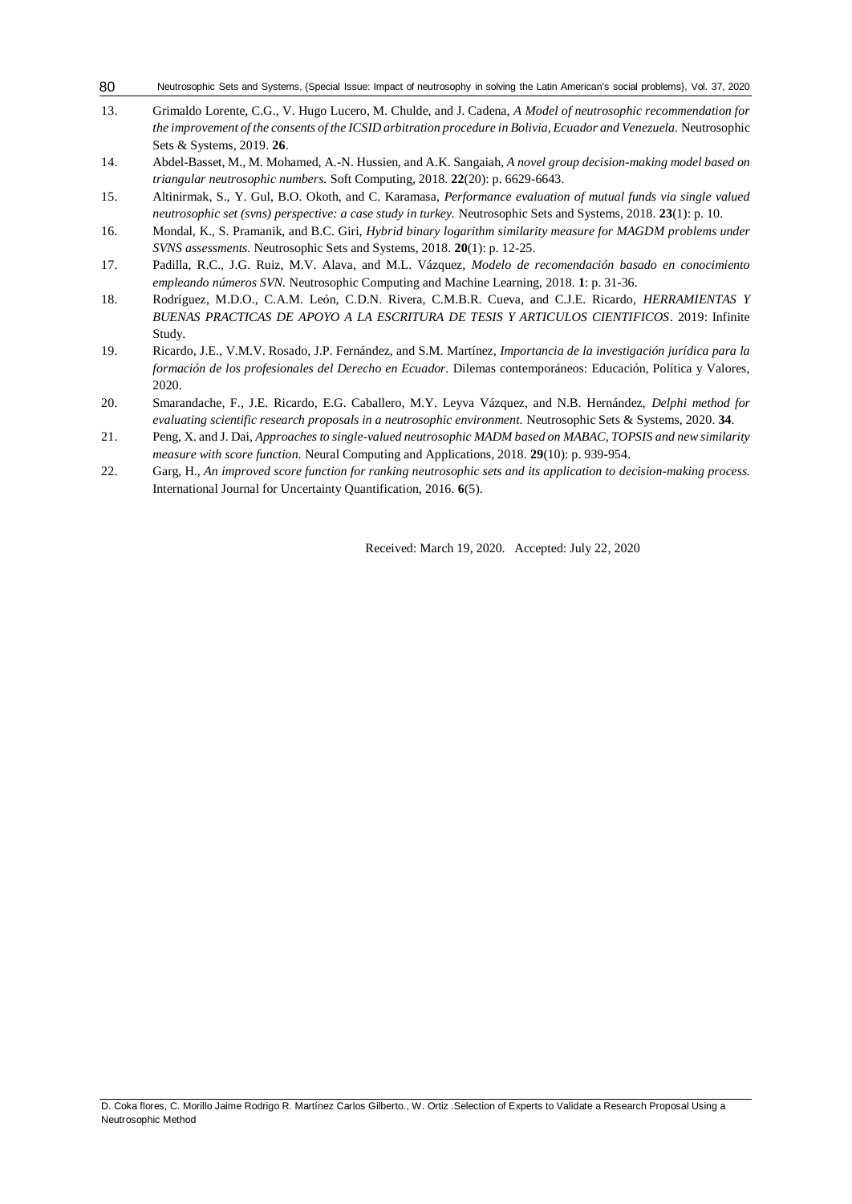13. Grimaldo Lorente, C.G., V. Hugo Lucero, M. Chulde, and J. Cadena, *A Model of neutrosophic recommendation for the improvement of the consents of the ICSID arbitration procedure in Bolivia, Ecuador and Venezuela.* Neutrosophic Sets & Systems, 2019. **26**.
14. Abdel-Basset, M., M. Mohamed, A.-N. Hussien, and A.K. Sangaiah, *A novel group decision-making model based on triangular neutrosophic numbers.* Soft Computing, 2018. **22**(20): p. 6629-6643.
15. Altinirmak, S., Y. Gul, B.O. Okoth, and C. Karamasa, *Performance evaluation of mutual funds via single valued neutrosophic set (svns) perspective: a case study in turkey.* Neutrosophic Sets and Systems, 2018. **23**(1): p. 10.
16. Mondal, K., S. Pramanik, and B.C. Giri, *Hybrid binary logarithm similarity measure for MAGDM problems under SVNS assessments.* Neutrosophic Sets and Systems, 2018. **20**(1): p. 12-25.
17. Padilla, R.C., J.G. Ruiz, M.V. Alava, and M.L. Vázquez, *Modelo de recomendación basado en conocimiento empleando números SVN.* Neutrosophic Computing and Machine Learning, 2018. **1**: p. 31-36.
18. Rodríguez, M.D.O., C.A.M. León, C.D.N. Rivera, C.M.B.R. Cueva, and C.J.E. Ricardo, *HERRAMIENTAS Y BUENAS PRACTICAS DE APOYO A LA ESCRITURA DE TESIS Y ARTICULOS CIENTIFICOS*. 2019: Infinite Study.
19. Ricardo, J.E., V.M.V. Rosado, J.P. Fernández, and S.M. Martínez, *Importancia de la investigación jurídica para la formación de los profesionales del Derecho en Ecuador.* Dilemas contemporáneos: Educación, Política y Valores, 2020.
20. Smarandache, F., J.E. Ricardo, E.G. Caballero, M.Y. Leyva Vázquez, and N.B. Hernández, *Delphi method for evaluating scientific research proposals in a neutrosophic environment.* Neutrosophic Sets & Systems, 2020. **34**.
21. Peng, X. and J. Dai, *Approaches to single-valued neutrosophic MADM based on MABAC, TOPSIS and new similarity measure with score function.* Neural Computing and Applications, 2018. **29**(10): p. 939-954.
22. Garg, H., *An improved score function for ranking neutrosophic sets and its application to decision-making process.* International Journal for Uncertainty Quantification, 2016. **6**(5).

Received: March 19, 2020. Accepted: July 22, 2020